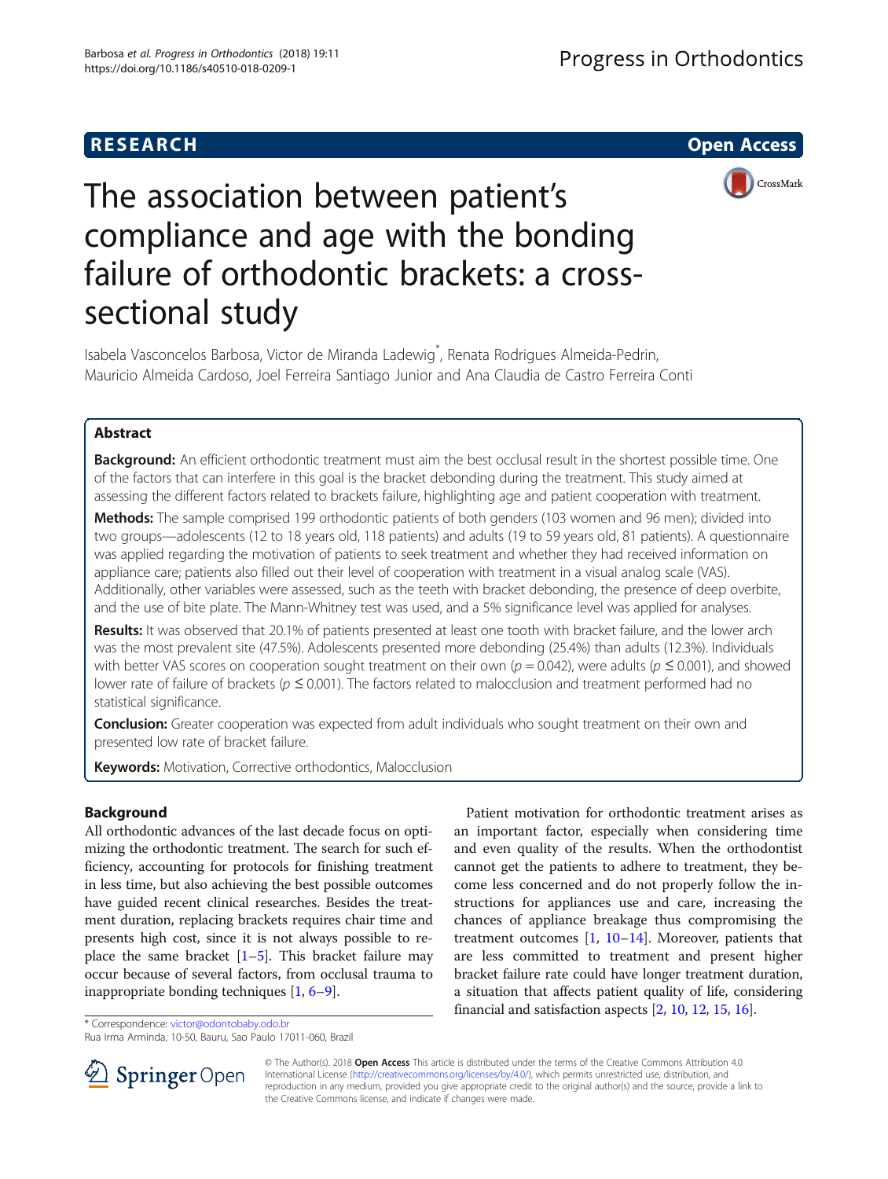RESEARCH

Open Access

# The association between patient's compliance and age with the bonding failure of orthodontic brackets: a cross-sectional study

Isabela Vasconcelos Barbosa, Victor de Miranda Ladewig*, Renata Rodrigues Almeida-Pedrin, Mauricio Almeida Cardoso, Joel Ferreira Santiago Junior and Ana Claudia de Castro Ferreira Conti

## Abstract

**Background:** An efficient orthodontic treatment must aim the best occlusal result in the shortest possible time. One of the factors that can interfere in this goal is the bracket debonding during the treatment. This study aimed at assessing the different factors related to brackets failure, highlighting age and patient cooperation with treatment.

**Methods:** The sample comprised 199 orthodontic patients of both genders (103 women and 96 men); divided into two groups—adolescents (12 to 18 years old, 118 patients) and adults (19 to 59 years old, 81 patients). A questionnaire was applied regarding the motivation of patients to seek treatment and whether they had received information on appliance care; patients also filled out their level of cooperation with treatment in a visual analog scale (VAS). Additionally, other variables were assessed, such as the teeth with bracket debonding, the presence of deep overbite, and the use of bite plate. The Mann-Whitney test was used, and a 5% significance level was applied for analyses.

**Results:** It was observed that 20.1% of patients presented at least one tooth with bracket failure, and the lower arch was the most prevalent site (47.5%). Adolescents presented more debonding (25.4%) than adults (12.3%). Individuals with better VAS scores on cooperation sought treatment on their own ($p = 0.042$), were adults ($p \leq 0.001$), and showed lower rate of failure of brackets ($p \leq 0.001$). The factors related to malocclusion and treatment performed had no statistical significance.

**Conclusion:** Greater cooperation was expected from adult individuals who sought treatment on their own and presented low rate of bracket failure.

**Keywords:** Motivation, Corrective orthodontics, Malocclusion

## Background

All orthodontic advances of the last decade focus on optimizing the orthodontic treatment. The search for such efficiency, accounting for protocols for finishing treatment in less time, but also achieving the best possible outcomes have guided recent clinical researches. Besides the treatment duration, replacing brackets requires chair time and presents high cost, since it is not always possible to replace the same bracket [1–5]. This bracket failure may occur because of several factors, from occlusal trauma to inappropriate bonding techniques [1, 6–9].

Patient motivation for orthodontic treatment arises as an important factor, especially when considering time and even quality of the results. When the orthodontist cannot get the patients to adhere to treatment, they become less concerned and do not properly follow the instructions for appliances use and care, increasing the chances of appliance breakage thus compromising the treatment outcomes [1, 10–14]. Moreover, patients that are less committed to treatment and present higher bracket failure rate could have longer treatment duration, a situation that affects patient quality of life, considering financial and satisfaction aspects [2, 10, 12, 15, 16].

* Correspondence: victor@odontobaby.odo.br
Rua Irma Arminda, 10-50, Bauru, Sao Paulo 17011-060, Brazil

© The Author(s). 2018 **Open Access** This article is distributed under the terms of the Creative Commons Attribution 4.0 International License (http://creativecommons.org/licenses/by/4.0/), which permits unrestricted use, distribution, and reproduction in any medium, provided you give appropriate credit to the original author(s) and the source, provide a link to the Creative Commons license, and indicate if changes were made.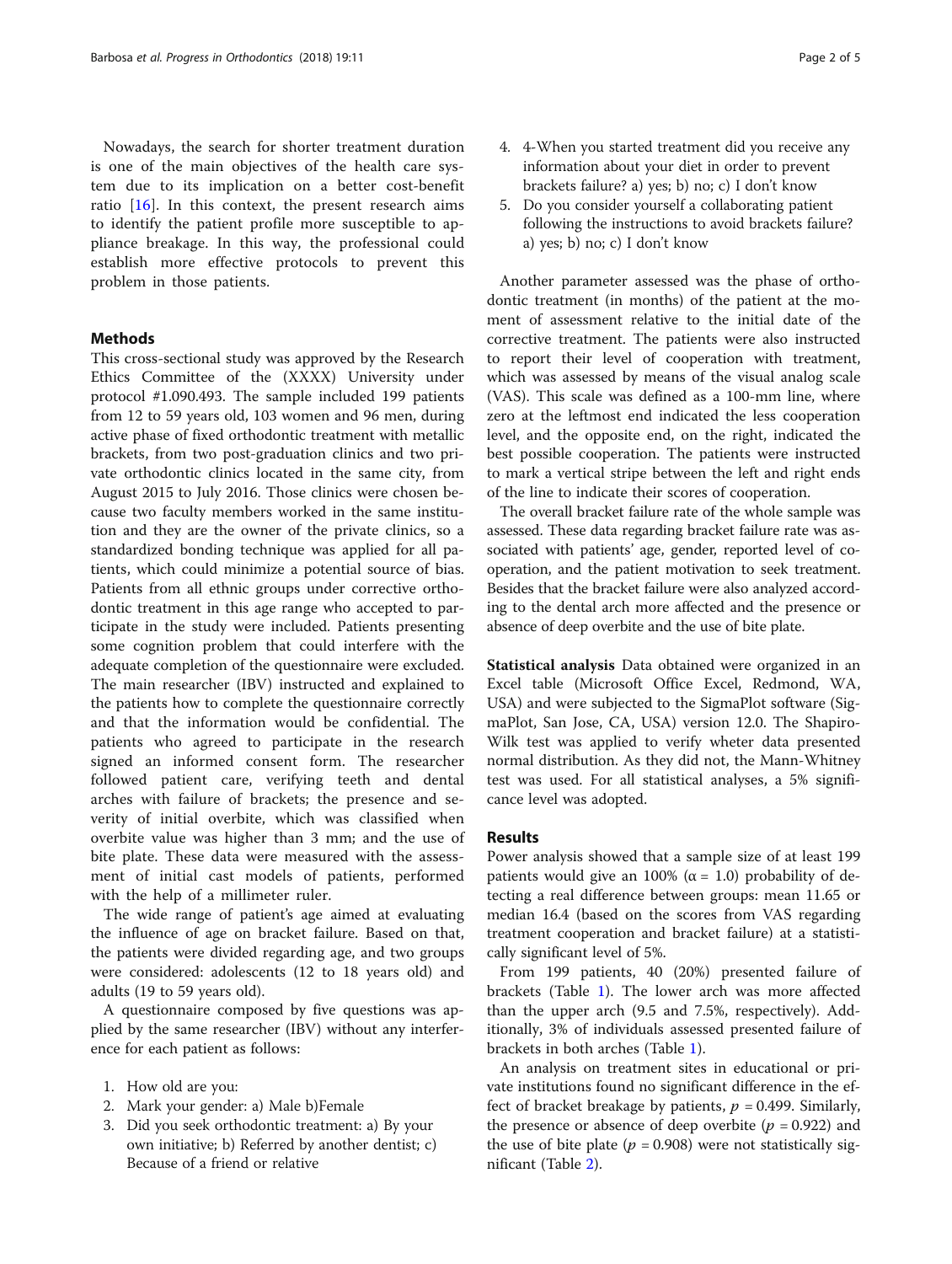Nowadays, the search for shorter treatment duration is one of the main objectives of the health care system due to its implication on a better cost-benefit ratio [16]. In this context, the present research aims to identify the patient profile more susceptible to appliance breakage. In this way, the professional could establish more effective protocols to prevent this problem in those patients.

## Methods

This cross-sectional study was approved by the Research Ethics Committee of the (XXXX) University under protocol #1.090.493. The sample included 199 patients from 12 to 59 years old, 103 women and 96 men, during active phase of fixed orthodontic treatment with metallic brackets, from two post-graduation clinics and two private orthodontic clinics located in the same city, from August 2015 to July 2016. Those clinics were chosen because two faculty members worked in the same institution and they are the owner of the private clinics, so a standardized bonding technique was applied for all patients, which could minimize a potential source of bias. Patients from all ethnic groups under corrective orthodontic treatment in this age range who accepted to participate in the study were included. Patients presenting some cognition problem that could interfere with the adequate completion of the questionnaire were excluded. The main researcher (IBV) instructed and explained to the patients how to complete the questionnaire correctly and that the information would be confidential. The patients who agreed to participate in the research signed an informed consent form. The researcher followed patient care, verifying teeth and dental arches with failure of brackets; the presence and severity of initial overbite, which was classified when overbite value was higher than 3 mm; and the use of bite plate. These data were measured with the assessment of initial cast models of patients, performed with the help of a millimeter ruler.

The wide range of patient's age aimed at evaluating the influence of age on bracket failure. Based on that, the patients were divided regarding age, and two groups were considered: adolescents (12 to 18 years old) and adults (19 to 59 years old).

A questionnaire composed by five questions was applied by the same researcher (IBV) without any interference for each patient as follows:

1. How old are you:
2. Mark your gender: a) Male b)Female
3. Did you seek orthodontic treatment: a) By your own initiative; b) Referred by another dentist; c) Because of a friend or relative
4. 4-When you started treatment did you receive any information about your diet in order to prevent brackets failure? a) yes; b) no; c) I don't know
5. Do you consider yourself a collaborating patient following the instructions to avoid brackets failure? a) yes; b) no; c) I don't know

Another parameter assessed was the phase of orthodontic treatment (in months) of the patient at the moment of assessment relative to the initial date of the corrective treatment. The patients were also instructed to report their level of cooperation with treatment, which was assessed by means of the visual analog scale (VAS). This scale was defined as a 100-mm line, where zero at the leftmost end indicated the less cooperation level, and the opposite end, on the right, indicated the best possible cooperation. The patients were instructed to mark a vertical stripe between the left and right ends of the line to indicate their scores of cooperation.

The overall bracket failure rate of the whole sample was assessed. These data regarding bracket failure rate was associated with patients' age, gender, reported level of cooperation, and the patient motivation to seek treatment. Besides that the bracket failure were also analyzed according to the dental arch more affected and the presence or absence of deep overbite and the use of bite plate.

**Statistical analysis** Data obtained were organized in an Excel table (Microsoft Office Excel, Redmond, WA, USA) and were subjected to the SigmaPlot software (SigmaPlot, San Jose, CA, USA) version 12.0. The Shapiro-Wilk test was applied to verify wheter data presented normal distribution. As they did not, the Mann-Whitney test was used. For all statistical analyses, a 5% significance level was adopted.

## Results

Power analysis showed that a sample size of at least 199 patients would give an 100% ($\alpha = 1.0$) probability of detecting a real difference between groups: mean 11.65 or median 16.4 (based on the scores from VAS regarding treatment cooperation and bracket failure) at a statistically significant level of 5%.

From 199 patients, 40 (20%) presented failure of brackets (Table 1). The lower arch was more affected than the upper arch (9.5 and 7.5%, respectively). Additionally, 3% of individuals assessed presented failure of brackets in both arches (Table 1).

An analysis on treatment sites in educational or private institutions found no significant difference in the effect of bracket breakage by patients, $p = 0.499$. Similarly, the presence or absence of deep overbite ($p = 0.922$) and the use of bite plate ($p = 0.908$) were not statistically significant (Table 2).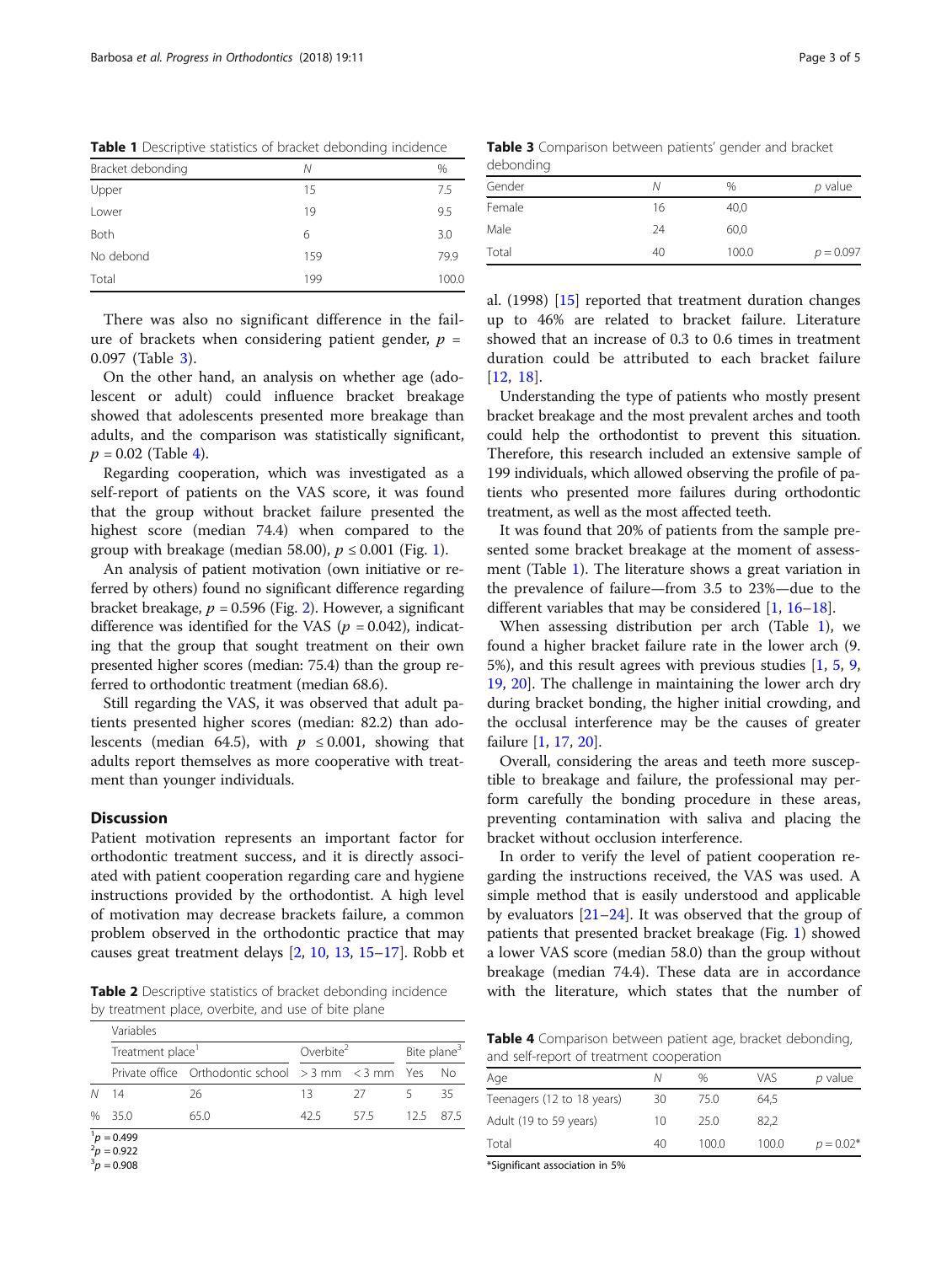**Table 1** Descriptive statistics of bracket debonding incidence

| Bracket debonding | N | % |
|---|---|---|
| Upper | 15 | 7.5 |
| Lower | 19 | 9.5 |
| Both | 6 | 3.0 |
| No debond | 159 | 79.9 |
| Total | 199 | 100.0 |

There was also no significant difference in the failure of brackets when considering patient gender, $p = 0.097$ (Table 3).

On the other hand, an analysis on whether age (adolescent or adult) could influence bracket breakage showed that adolescents presented more breakage than adults, and the comparison was statistically significant, $p = 0.02$ (Table 4).

Regarding cooperation, which was investigated as a self-report of patients on the VAS score, it was found that the group without bracket failure presented the highest score (median 74.4) when compared to the group with breakage (median 58.00), $p \leq 0.001$ (Fig. 1).

An analysis of patient motivation (own initiative or referred by others) found no significant difference regarding bracket breakage, $p = 0.596$ (Fig. 2). However, a significant difference was identified for the VAS ($p = 0.042$), indicating that the group that sought treatment on their own presented higher scores (median: 75.4) than the group referred to orthodontic treatment (median 68.6).

Still regarding the VAS, it was observed that adult patients presented higher scores (median: 82.2) than adolescents (median 64.5), with $p \leq 0.001$, showing that adults report themselves as more cooperative with treatment than younger individuals.

## Discussion

Patient motivation represents an important factor for orthodontic treatment success, and it is directly associated with patient cooperation regarding care and hygiene instructions provided by the orthodontist. A high level of motivation may decrease brackets failure, a common problem observed in the orthodontic practice that may causes great treatment delays [2, 10, 13, 15–17]. Robb et al. (1998) [15] reported that treatment duration changes up to 46% are related to bracket failure. Literature showed that an increase of 0.3 to 0.6 times in treatment duration could be attributed to each bracket failure [12, 18].

**Table 2** Descriptive statistics of bracket debonding incidence by treatment place, overbite, and use of bite plane

| | Variables | | | | | |
|---|---|---|---|---|---|---|
| | Treatment place[1] | | Overbite[2] | | Bite plane[3] | |
| | Private office | Orthodontic school | > 3 mm | < 3 mm | Yes | No |
| N | 14 | 26 | 13 | 27 | 5 | 35 |
| % | 35.0 | 65.0 | 42.5 | 57.5 | 12.5 | 87.5 |

[1]$p = 0.499$
[2]$p = 0.922$
[3]$p = 0.908$

**Table 3** Comparison between patients' gender and bracket debonding

| Gender | N | % | p value |
|---|---|---|---|
| Female | 16 | 40,0 | |
| Male | 24 | 60,0 | |
| Total | 40 | 100.0 | $p = 0.097$ |

Understanding the type of patients who mostly present bracket breakage and the most prevalent arches and tooth could help the orthodontist to prevent this situation. Therefore, this research included an extensive sample of 199 individuals, which allowed observing the profile of patients who presented more failures during orthodontic treatment, as well as the most affected teeth.

It was found that 20% of patients from the sample presented some bracket breakage at the moment of assessment (Table 1). The literature shows a great variation in the prevalence of failure—from 3.5 to 23%—due to the different variables that may be considered [1, 16–18].

When assessing distribution per arch (Table 1), we found a higher bracket failure rate in the lower arch (9.5%), and this result agrees with previous studies [1, 5, 9, 19, 20]. The challenge in maintaining the lower arch dry during bracket bonding, the higher initial crowding, and the occlusal interference may be the causes of greater failure [1, 17, 20].

Overall, considering the areas and teeth more susceptible to breakage and failure, the professional may perform carefully the bonding procedure in these areas, preventing contamination with saliva and placing the bracket without occlusion interference.

In order to verify the level of patient cooperation regarding the instructions received, the VAS was used. A simple method that is easily understood and applicable by evaluators [21–24]. It was observed that the group of patients that presented bracket breakage (Fig. 1) showed a lower VAS score (median 58.0) than the group without breakage (median 74.4). These data are in accordance with the literature, which states that the number of

**Table 4** Comparison between patient age, bracket debonding, and self-report of treatment cooperation

| Age | N | % | VAS | p value |
|---|---|---|---|---|
| Teenagers (12 to 18 years) | 30 | 75.0 | 64,5 | |
| Adult (19 to 59 years) | 10 | 25.0 | 82,2 | |
| Total | 40 | 100.0 | 100.0 | $p = 0.02$* |

*Significant association in 5%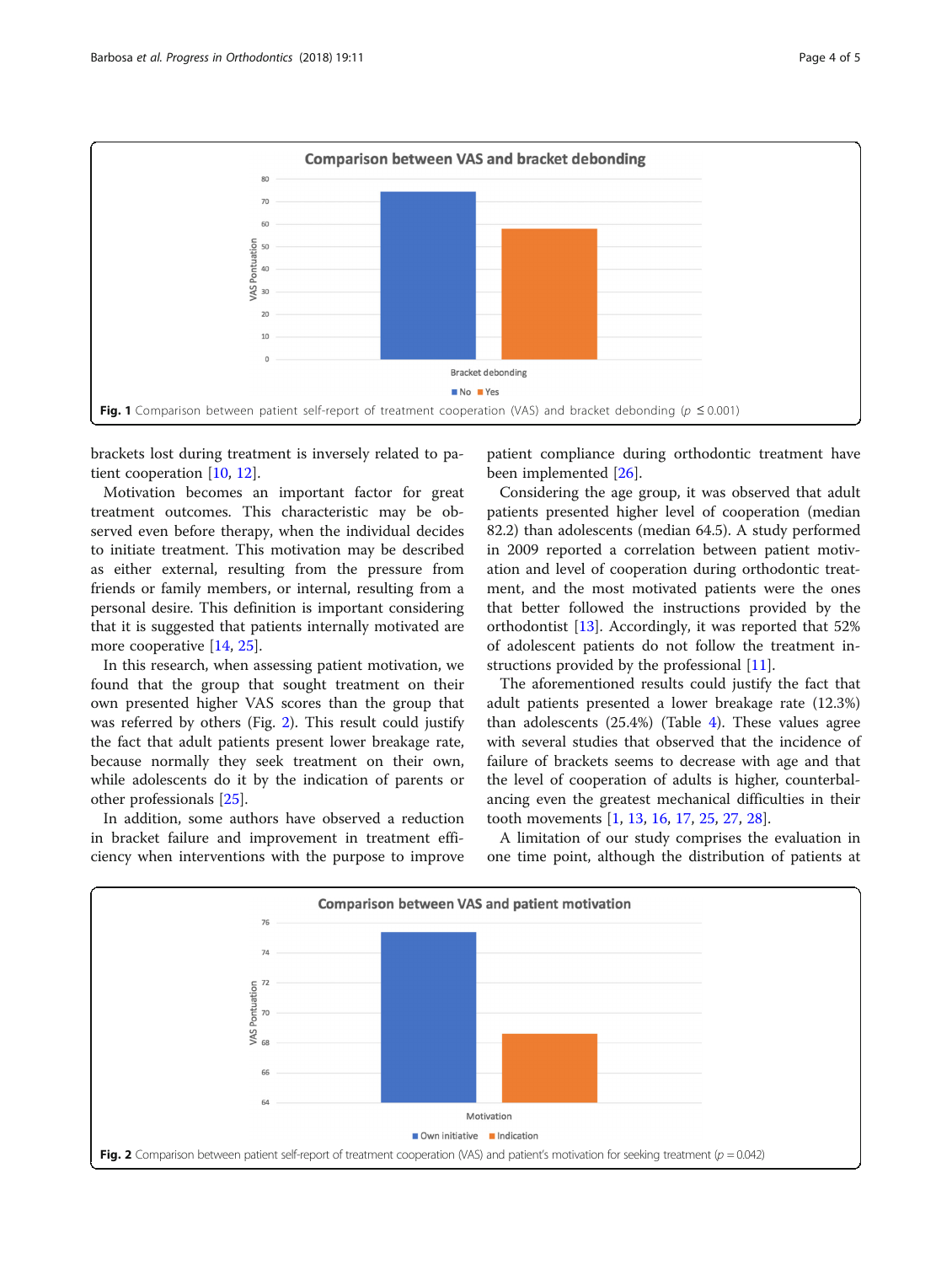Fig. 1 Comparison between patient self-report of treatment cooperation (VAS) and bracket debonding ($p \leq 0.001$)

brackets lost during treatment is inversely related to patient cooperation [10, 12].

Motivation becomes an important factor for great treatment outcomes. This characteristic may be observed even before therapy, when the individual decides to initiate treatment. This motivation may be described as either external, resulting from the pressure from friends or family members, or internal, resulting from a personal desire. This definition is important considering that it is suggested that patients internally motivated are more cooperative [14, 25].

In this research, when assessing patient motivation, we found that the group that sought treatment on their own presented higher VAS scores than the group that was referred by others (Fig. 2). This result could justify the fact that adult patients present lower breakage rate, because normally they seek treatment on their own, while adolescents do it by the indication of parents or other professionals [25].

In addition, some authors have observed a reduction in bracket failure and improvement in treatment efficiency when interventions with the purpose to improve patient compliance during orthodontic treatment have been implemented [26].

Considering the age group, it was observed that adult patients presented higher level of cooperation (median 82.2) than adolescents (median 64.5). A study performed in 2009 reported a correlation between patient motivation and level of cooperation during orthodontic treatment, and the most motivated patients were the ones that better followed the instructions provided by the orthodontist [13]. Accordingly, it was reported that 52% of adolescent patients do not follow the treatment instructions provided by the professional [11].

The aforementioned results could justify the fact that adult patients presented a lower breakage rate (12.3%) than adolescents (25.4%) (Table 4). These values agree with several studies that observed that the incidence of failure of brackets seems to decrease with age and that the level of cooperation of adults is higher, counterbalancing even the greatest mechanical difficulties in their tooth movements [1, 13, 16, 17, 25, 27, 28].

A limitation of our study comprises the evaluation in one time point, although the distribution of patients at

Fig. 2 Comparison between patient self-report of treatment cooperation (VAS) and patient's motivation for seeking treatment ($p = 0.042$)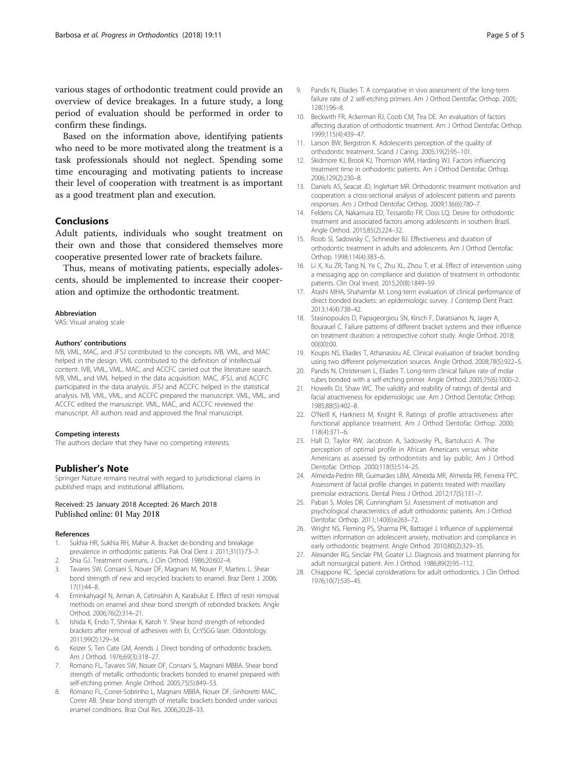various stages of orthodontic treatment could provide an overview of device breakages. In a future study, a long period of evaluation should be performed in order to confirm these findings.

Based on the information above, identifying patients who need to be more motivated along the treatment is a task professionals should not neglect. Spending some time encouraging and motivating patients to increase their level of cooperation with treatment is as important as a good treatment plan and execution.

## Conclusions

Adult patients, individuals who sought treatment on their own and those that considered themselves more cooperative presented lower rate of brackets failure.

Thus, means of motivating patients, especially adolescents, should be implemented to increase their cooperation and optimize the orthodontic treatment.

#### Abbreviation

VAS: Visual analog scale

#### Authors' contributions

IVB, VML, MAC, and JFSJ contributed to the concepts. IVB, VML, and MAC helped in the design. VML contributed to the definition of intellectual content. IVB, VML, VML, MAC, and ACCFC carried out the literature search. IVB, VML, and VML helped in the data acquisition. MAC, JFSJ, and ACCFC participated in the data analysis. JFSJ and ACCFC helped in the statistical analysis. IVB, VML, VML, and ACCFC prepared the manuscript. VML, VML, and ACCFC edited the manuscript. VML, MAC, and ACCFC reviewed the manuscript. All authors read and approved the final manuscript.

#### Competing interests

The authors declare that they have no competing interests.

## Publisher's Note

Springer Nature remains neutral with regard to jurisdictional claims in published maps and institutional affiliations.

Received: 25 January 2018 Accepted: 26 March 2018
Published online: 01 May 2018

#### References

1. Sukhia HR, Sukhia RH, Mahar A. Bracket de-bonding and breakage prevalence in orthodontic patients. Pak Oral Dent J. 2011;31(1):73–7.
2. Shia GJ. Treatment overruns. J Clin Orthod. 1986;20:602–4.
3. Tavares SW, Consani S, Nouer DF, Magnani M, Nouer P, Martins L. Shear bond strength of new and recycled brackets to enamel. Braz Dent J. 2006;17(1):44–8.
4. Eminkahyagil N, Arman A, Cetinsahin A, Karabulut E. Effect of resin removal methods on enamel and shear bond strength of rebonded brackets. Angle Orthod. 2006;76(2):314–21.
5. Ishida K, Endo T, Shinkai K, Katoh Y. Shear bond strength of rebonded brackets after removal of adhesives with Er, Cr:YSGG laser. Odontology. 2011;99(2):129–34.
6. Keizer S, Ten Cate GM, Arends J. Direct bonding of orthodontic brackets. Am J Orthod. 1976;69(3):318–27.
7. Romano FL, Tavares SW, Nouer DF, Consani S, Magnani MBBA. Shear bond strength of metallic orthodontic brackets bonded to enamel prepared with self-etching primer. Angle Orthod. 2005;75(5):849–53.
8. Romano FL, Correr-Sobrinho L, Magnani MBBA, Nouer DF, Sinhoretti MAC, Correr AB. Shear bond strength of metallic brackets bonded under various enamel conditions. Braz Oral Res. 2006;20:28–33.
9. Pandis N, Eliades T. A comparative in vivo assessment of the long-term failure rate of 2 self-etching primers. Am J Orthod Dentofac Orthop. 2005;128(1):96–8.
10. Beckwith FR, Ackerman RJ, Coob CM, Tira DE. An evaluation of factors affecting duration of orthodontic treatment. Am J Orthod Dentofac Orthop. 1999;115(4):439–47.
11. Larson BW, Bergstron K. Adolescents perception of the quality of orthodontic treatment. Scand J Caring. 2005;19(2):95–101.
12. Skidmore KJ, Brook KJ, Thomson WM, Harding WJ. Factors influencing treatment time in orthodontic patients. Am J Orthod Dentofac Orthop. 2006;129(2):230–8.
13. Daniels AS, Seacat JD, Inglehart MR. Orthodontic treatment motivation and cooperation: a cross-sectional analysis of adolescent patients and parents responses. Am J Orthod Dentofac Orthop. 2009;136(6):780–7.
14. Feldens CA, Nakamura ED, Tessarollo FR, Closs LQ. Desire for orthodontic treatment and associated factors among adolescents in southern Brazil. Angle Orthod. 2015;85(2):224–32.
15. Roob SI, Sadowsky C, Schneider BJ. Effectiveness and duration of orthodontic treatment in adults and adolescents. Am J Orthod Dentofac Orthop. 1998;114(4):383–6.
16. Li X, Xu ZR, Tang N, Ye C, Zhu XL, Zhou T, et al. Effect of intervention using a messaging app on compliance and duration of treatment in orthodontic patients. Clin Oral Invest. 2015;20(8):1849–59.
17. Atashi MHA, Shahamfar M. Long-term evaluation of clinical performance of direct bonded brackets: an epidemiologic survey. J Contemp Dent Pract. 2013;14(4):738–42.
18. Stasinopoulos D, Papageorgiou SN, Kirsch F, Daratsianos N, Jager A, Bourauel C. Failure patterns of different bracket systems and their influence on treatment duration: a retrospective cohort study. Angle Orthod. 2018;00(00):00.
19. Koupis NS, Eliades T, Athanasiou AE. Clinical evaluation of bracket bonding using two different polymerization sources. Angle Orthod. 2008;78(5):922–5.
20. Pandis N, Christensen L, Eliades T. Long-term clinical failure rate of molar tubes bonded with a self-etching primer. Angle Orthod. 2005;75(6):1000–2.
21. Howells DJ, Shaw WC. The validity and reability of ratings of dental and facial atractiveness for epidemiologic use. Am J Orthod Dentofac Orthop. 1985;88(5):402–8.
22. O'Neill K, Harkness M, Knight R. Ratings of profile attractiveness after functional appliance treatment. Am J Orthod Dentofac Orthop. 2000;118(4):371–6.
23. Hall D, Taylor RW, Jacobson A, Sadowsky PL, Bartolucci A. The perception of optimal profile in African Americans versus white Americans as assessed by orthodontists and lay public. Am J Orthod Dentofac Orthop. 2000;118(5):514–25.
24. Almeida-Pedrin RR, Guimarães LBM, Almeida MR, Almeida RR, Ferreira FPC. Assessment of facial profile changes in patients treated with maxillary premolar extractions. Dental Press J Orthod. 2012;17(5):131–7.
25. Pabari S, Moles DR, Cunningham SJ. Assessment of motivation and psychological characteristics of adult orthodontic patients. Am J Orthod Dentofac Orthop. 2011;140(6):e263–72.
26. Wright NS, Fleming PS, Sharma PK, Battagel J. Influence of supplemental written information on adolescent anxiety, motivation and compliance in early orthodontic treatment. Angle Orthod. 2010;80(2):329–35.
27. Alexander RG, Sinclair PM, Goater LJ. Diagnosis and treatment planning for adult nonsurgical patient. Am J Orthod. 1986;89(2):95–112.
28. Chiappone RC. Special considerations for adult orthodontics. J Clin Orthod. 1976;10(7):535–45.